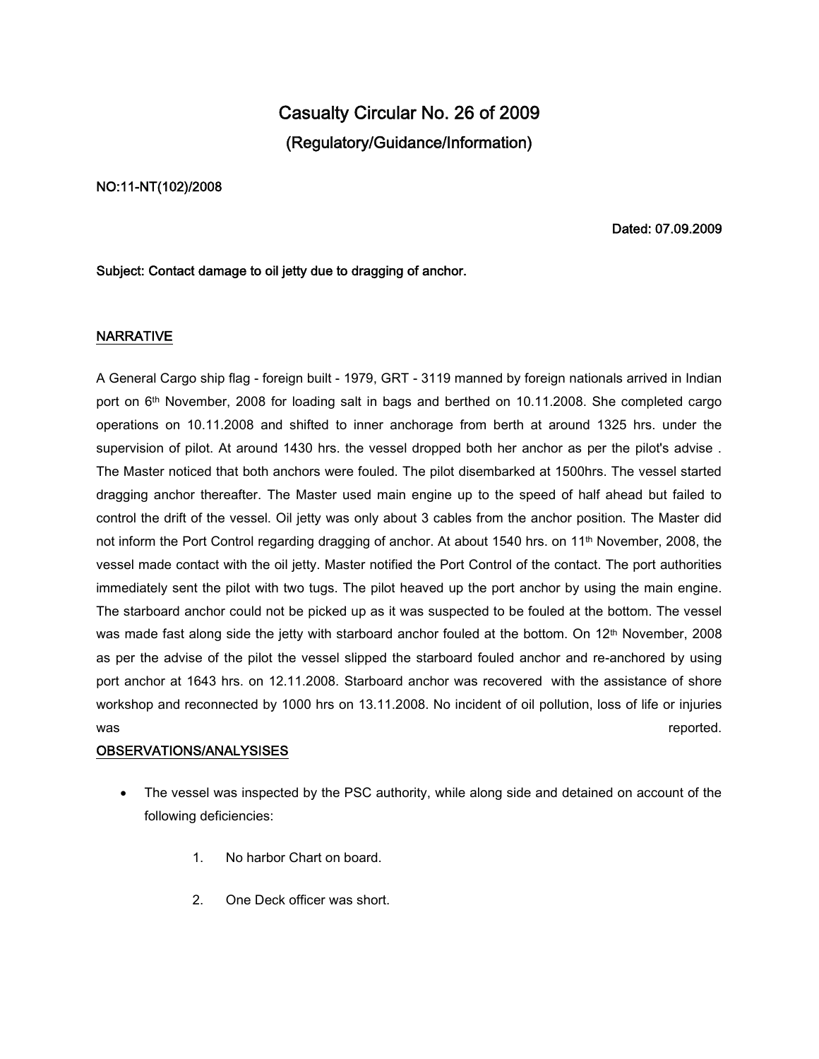# Casualty Circular No. 26 of 2009

## (Regulatory/Guidance/Information)

**NO:11-NT(102)/2008**

**Dated: 07.09.2009**

**Subject: Contact damage to oil jetty due to dragging of anchor.**

## NARRATIVE

A General Cargo ship flag - foreign built - 1979, GRT - 3119 manned by foreign nationals arrived in Indian port on 6th November, 2008 for loading salt in bags and berthed on 10.11.2008. She completed cargo operations on 10.11.2008 and shifted to inner anchorage from berth at around 1325 hrs. under the supervision of pilot. At around 1430 hrs. the vessel dropped both her anchor as per the pilot's advise . The Master noticed that both anchors were fouled. The pilot disembarked at 1500hrs. The vessel started dragging anchor thereafter. The Master used main engine up to the speed of half ahead but failed to control the drift of the vessel. Oil jetty was only about 3 cables from the anchor position. The Master did not inform the Port Control regarding dragging of anchor. At about 1540 hrs. on 11th November, 2008, the vessel made contact with the oil jetty. Master notified the Port Control of the contact. The port authorities immediately sent the pilot with two tugs. The pilot heaved up the port anchor by using the main engine. The starboard anchor could not be picked up as it was suspected to be fouled at the bottom. The vessel was made fast along side the jetty with starboard anchor fouled at the bottom. On 12th November, 2008 as per the advise of the pilot the vessel slipped the starboard fouled anchor and re-anchored by using port anchor at 1643 hrs. on 12.11.2008. Starboard anchor was recovered with the assistance of shore workshop and reconnected by 1000 hrs on 13.11.2008. No incident of oil pollution, loss of life or injuries was reported.

## OBSERVATIONS/ANALYSISES

- The vessel was inspected by the PSC authority, while along side and detained on account of the following deficiencies:

  1. No harbor Chart on board.
  2. One Deck officer was short.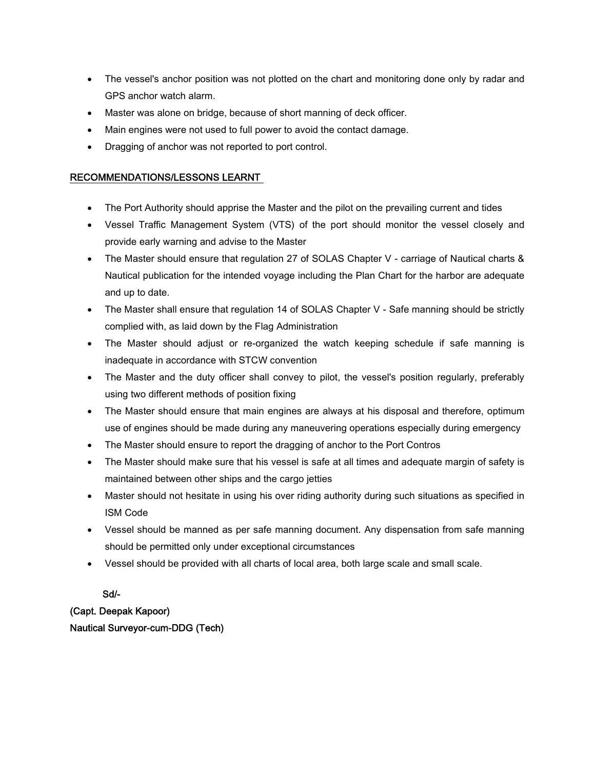- The vessel's anchor position was not plotted on the chart and monitoring done only by radar and GPS anchor watch alarm.
- Master was alone on bridge, because of short manning of deck officer.
- Main engines were not used to full power to avoid the contact damage.
- Dragging of anchor was not reported to port control.

## RECOMMENDATIONS/LESSONS LEARNT

- The Port Authority should apprise the Master and the pilot on the prevailing current and tides
- Vessel Traffic Management System (VTS) of the port should monitor the vessel closely and provide early warning and advise to the Master
- The Master should ensure that regulation 27 of SOLAS Chapter V - carriage of Nautical charts & Nautical publication for the intended voyage including the Plan Chart for the harbor are adequate and up to date.
- The Master shall ensure that regulation 14 of SOLAS Chapter V - Safe manning should be strictly complied with, as laid down by the Flag Administration
- The Master should adjust or re-organized the watch keeping schedule if safe manning is inadequate in accordance with STCW convention
- The Master and the duty officer shall convey to pilot, the vessel's position regularly, preferably using two different methods of position fixing
- The Master should ensure that main engines are always at his disposal and therefore, optimum use of engines should be made during any maneuvering operations especially during emergency
- The Master should ensure to report the dragging of anchor to the Port Contros
- The Master should make sure that his vessel is safe at all times and adequate margin of safety is maintained between other ships and the cargo jetties
- Master should not hesitate in using his over riding authority during such situations as specified in ISM Code
- Vessel should be manned as per safe manning document. Any dispensation from safe manning should be permitted only under exceptional circumstances
- Vessel should be provided with all charts of local area, both large scale and small scale.

Sd/-

(Capt. Deepak Kapoor)
Nautical Surveyor-cum-DDG (Tech)